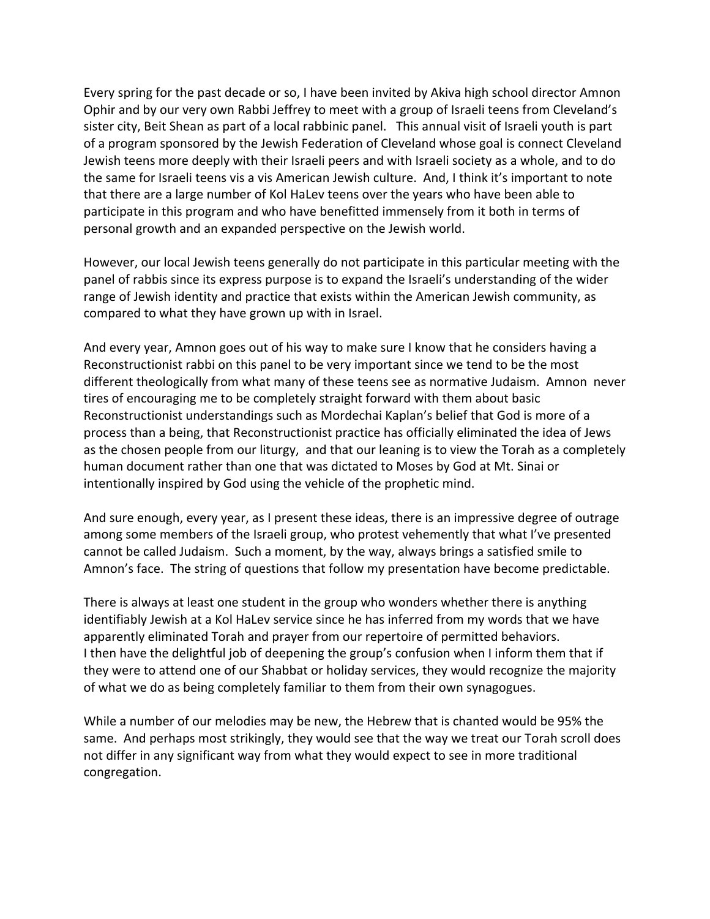Every spring for the past decade or so, I have been invited by Akiva high school director Amnon Ophir and by our very own Rabbi Jeffrey to meet with a group of Israeli teens from Cleveland's sister city, Beit Shean as part of a local rabbinic panel. This annual visit of Israeli youth is part of a program sponsored by the Jewish Federation of Cleveland whose goal is connect Cleveland Jewish teens more deeply with their Israeli peers and with Israeli society as a whole, and to do the same for Israeli teens vis a vis American Jewish culture. And, I think it's important to note that there are a large number of Kol HaLev teens over the years who have been able to participate in this program and who have benefitted immensely from it both in terms of personal growth and an expanded perspective on the Jewish world.

However, our local Jewish teens generally do not participate in this particular meeting with the panel of rabbis since its express purpose is to expand the Israeli's understanding of the wider range of Jewish identity and practice that exists within the American Jewish community, as compared to what they have grown up with in Israel.

And every year, Amnon goes out of his way to make sure I know that he considers having a Reconstructionist rabbi on this panel to be very important since we tend to be the most different theologically from what many of these teens see as normative Judaism. Amnon never tires of encouraging me to be completely straight forward with them about basic Reconstructionist understandings such as Mordechai Kaplan's belief that God is more of a process than a being, that Reconstructionist practice has officially eliminated the idea of Jews as the chosen people from our liturgy, and that our leaning is to view the Torah as a completely human document rather than one that was dictated to Moses by God at Mt. Sinai or intentionally inspired by God using the vehicle of the prophetic mind.

And sure enough, every year, as I present these ideas, there is an impressive degree of outrage among some members of the Israeli group, who protest vehemently that what I've presented cannot be called Judaism. Such a moment, by the way, always brings a satisfied smile to Amnon's face. The string of questions that follow my presentation have become predictable.

There is always at least one student in the group who wonders whether there is anything identifiably Jewish at a Kol HaLev service since he has inferred from my words that we have apparently eliminated Torah and prayer from our repertoire of permitted behaviors.
I then have the delightful job of deepening the group's confusion when I inform them that if they were to attend one of our Shabbat or holiday services, they would recognize the majority of what we do as being completely familiar to them from their own synagogues.

While a number of our melodies may be new, the Hebrew that is chanted would be 95% the same. And perhaps most strikingly, they would see that the way we treat our Torah scroll does not differ in any significant way from what they would expect to see in more traditional congregation.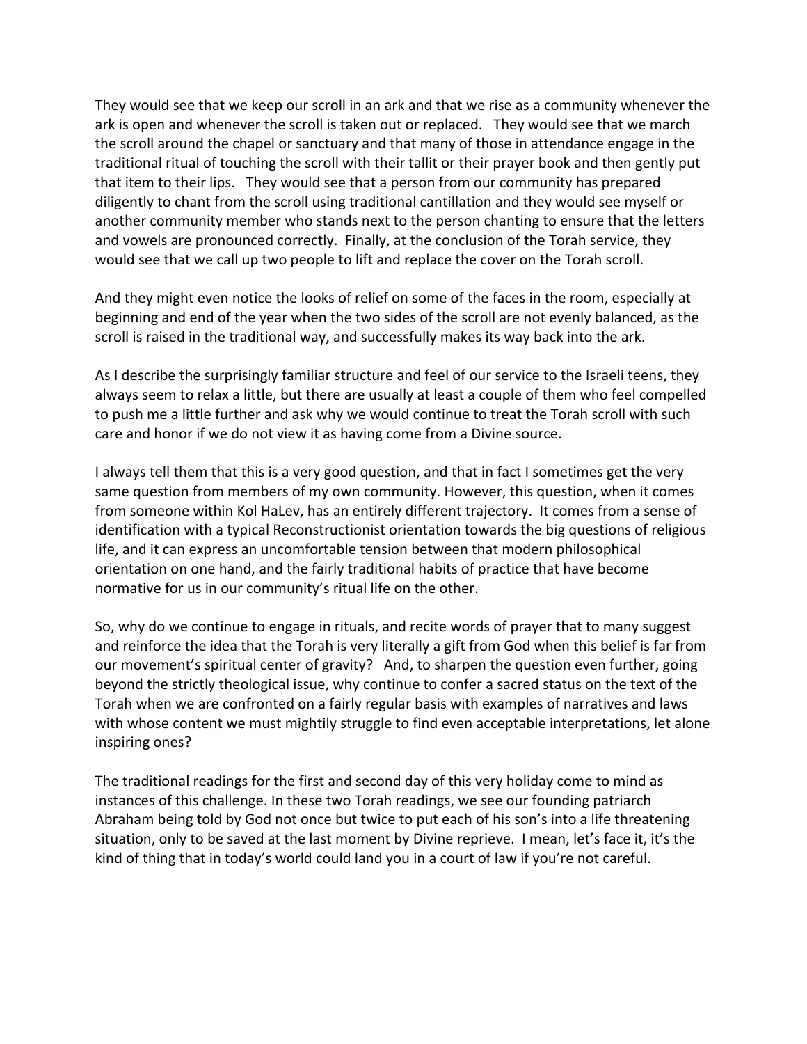They would see that we keep our scroll in an ark and that we rise as a community whenever the ark is open and whenever the scroll is taken out or replaced. They would see that we march the scroll around the chapel or sanctuary and that many of those in attendance engage in the traditional ritual of touching the scroll with their tallit or their prayer book and then gently put that item to their lips. They would see that a person from our community has prepared diligently to chant from the scroll using traditional cantillation and they would see myself or another community member who stands next to the person chanting to ensure that the letters and vowels are pronounced correctly. Finally, at the conclusion of the Torah service, they would see that we call up two people to lift and replace the cover on the Torah scroll.

And they might even notice the looks of relief on some of the faces in the room, especially at beginning and end of the year when the two sides of the scroll are not evenly balanced, as the scroll is raised in the traditional way, and successfully makes its way back into the ark.

As I describe the surprisingly familiar structure and feel of our service to the Israeli teens, they always seem to relax a little, but there are usually at least a couple of them who feel compelled to push me a little further and ask why we would continue to treat the Torah scroll with such care and honor if we do not view it as having come from a Divine source.

I always tell them that this is a very good question, and that in fact I sometimes get the very same question from members of my own community. However, this question, when it comes from someone within Kol HaLev, has an entirely different trajectory. It comes from a sense of identification with a typical Reconstructionist orientation towards the big questions of religious life, and it can express an uncomfortable tension between that modern philosophical orientation on one hand, and the fairly traditional habits of practice that have become normative for us in our community's ritual life on the other.

So, why do we continue to engage in rituals, and recite words of prayer that to many suggest and reinforce the idea that the Torah is very literally a gift from God when this belief is far from our movement's spiritual center of gravity? And, to sharpen the question even further, going beyond the strictly theological issue, why continue to confer a sacred status on the text of the Torah when we are confronted on a fairly regular basis with examples of narratives and laws with whose content we must mightily struggle to find even acceptable interpretations, let alone inspiring ones?

The traditional readings for the first and second day of this very holiday come to mind as instances of this challenge. In these two Torah readings, we see our founding patriarch Abraham being told by God not once but twice to put each of his son's into a life threatening situation, only to be saved at the last moment by Divine reprieve. I mean, let's face it, it's the kind of thing that in today's world could land you in a court of law if you're not careful.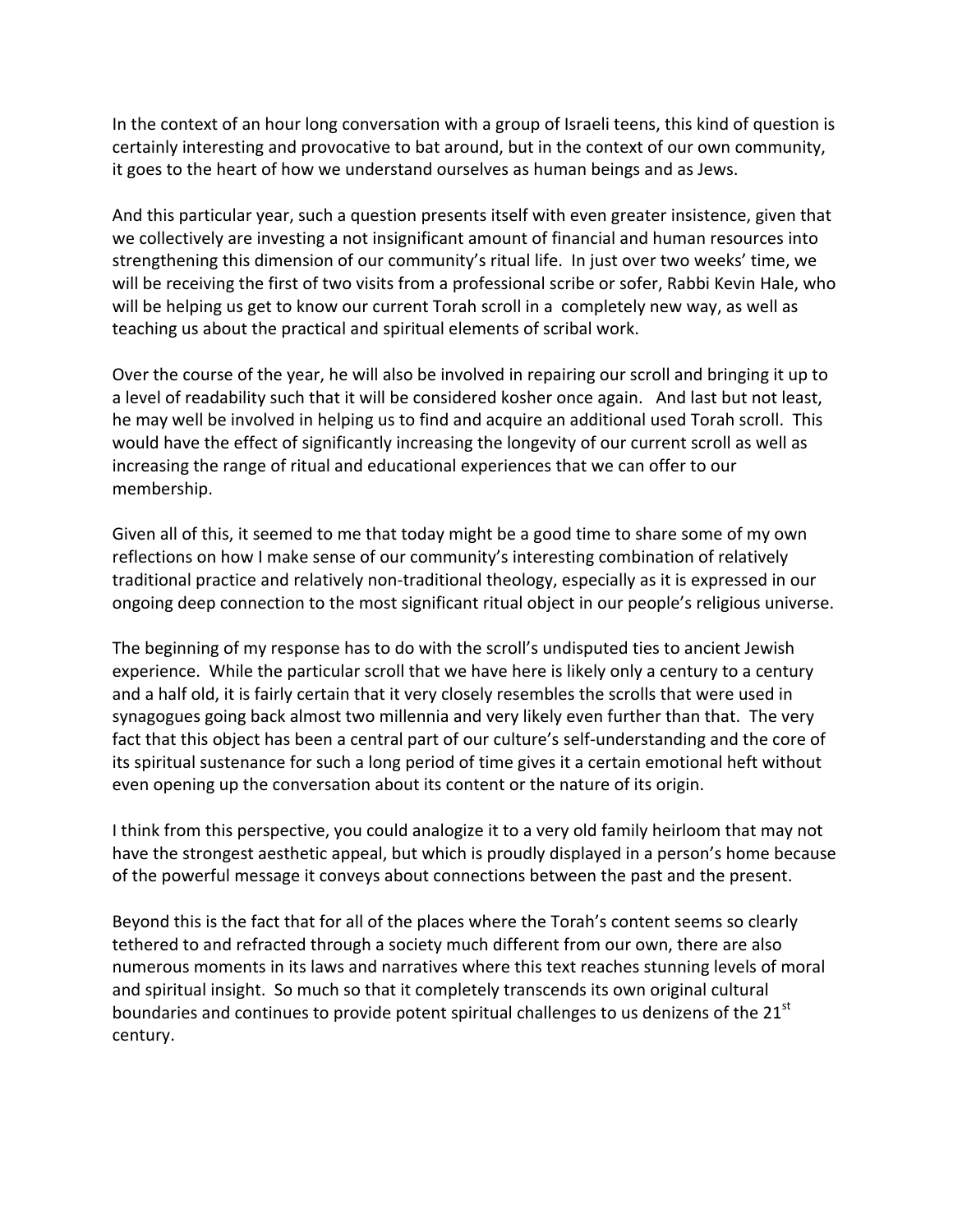In the context of an hour long conversation with a group of Israeli teens, this kind of question is certainly interesting and provocative to bat around, but in the context of our own community, it goes to the heart of how we understand ourselves as human beings and as Jews.

And this particular year, such a question presents itself with even greater insistence, given that we collectively are investing a not insignificant amount of financial and human resources into strengthening this dimension of our community's ritual life. In just over two weeks' time, we will be receiving the first of two visits from a professional scribe or sofer, Rabbi Kevin Hale, who will be helping us get to know our current Torah scroll in a completely new way, as well as teaching us about the practical and spiritual elements of scribal work.

Over the course of the year, he will also be involved in repairing our scroll and bringing it up to a level of readability such that it will be considered kosher once again. And last but not least, he may well be involved in helping us to find and acquire an additional used Torah scroll. This would have the effect of significantly increasing the longevity of our current scroll as well as increasing the range of ritual and educational experiences that we can offer to our membership.

Given all of this, it seemed to me that today might be a good time to share some of my own reflections on how I make sense of our community's interesting combination of relatively traditional practice and relatively non-traditional theology, especially as it is expressed in our ongoing deep connection to the most significant ritual object in our people's religious universe.

The beginning of my response has to do with the scroll's undisputed ties to ancient Jewish experience. While the particular scroll that we have here is likely only a century to a century and a half old, it is fairly certain that it very closely resembles the scrolls that were used in synagogues going back almost two millennia and very likely even further than that. The very fact that this object has been a central part of our culture's self-understanding and the core of its spiritual sustenance for such a long period of time gives it a certain emotional heft without even opening up the conversation about its content or the nature of its origin.

I think from this perspective, you could analogize it to a very old family heirloom that may not have the strongest aesthetic appeal, but which is proudly displayed in a person's home because of the powerful message it conveys about connections between the past and the present.

Beyond this is the fact that for all of the places where the Torah's content seems so clearly tethered to and refracted through a society much different from our own, there are also numerous moments in its laws and narratives where this text reaches stunning levels of moral and spiritual insight. So much so that it completely transcends its own original cultural boundaries and continues to provide potent spiritual challenges to us denizens of the 21st century.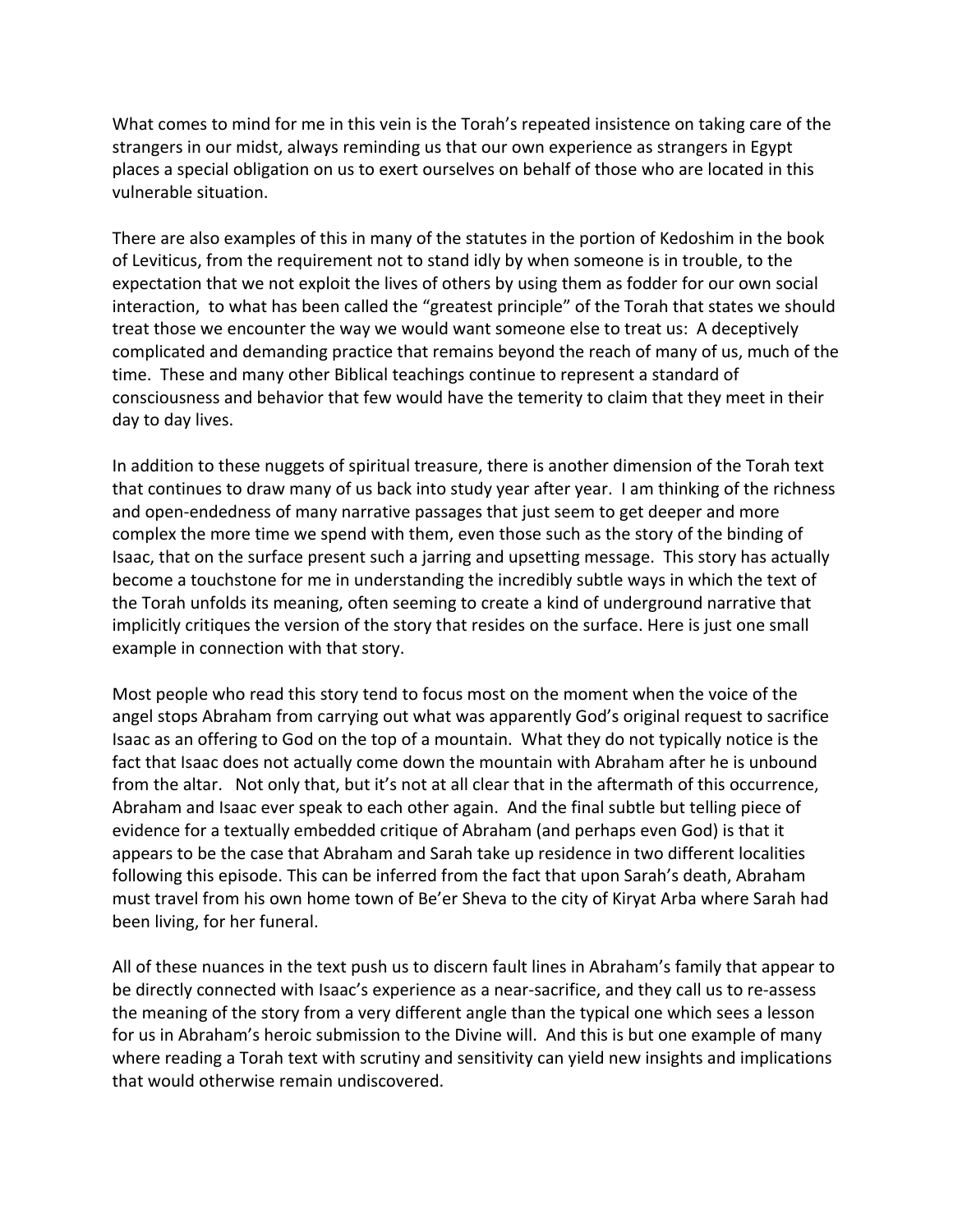What comes to mind for me in this vein is the Torah's repeated insistence on taking care of the strangers in our midst, always reminding us that our own experience as strangers in Egypt places a special obligation on us to exert ourselves on behalf of those who are located in this vulnerable situation.

There are also examples of this in many of the statutes in the portion of Kedoshim in the book of Leviticus, from the requirement not to stand idly by when someone is in trouble, to the expectation that we not exploit the lives of others by using them as fodder for our own social interaction, to what has been called the "greatest principle" of the Torah that states we should treat those we encounter the way we would want someone else to treat us: A deceptively complicated and demanding practice that remains beyond the reach of many of us, much of the time. These and many other Biblical teachings continue to represent a standard of consciousness and behavior that few would have the temerity to claim that they meet in their day to day lives.

In addition to these nuggets of spiritual treasure, there is another dimension of the Torah text that continues to draw many of us back into study year after year. I am thinking of the richness and open-endedness of many narrative passages that just seem to get deeper and more complex the more time we spend with them, even those such as the story of the binding of Isaac, that on the surface present such a jarring and upsetting message. This story has actually become a touchstone for me in understanding the incredibly subtle ways in which the text of the Torah unfolds its meaning, often seeming to create a kind of underground narrative that implicitly critiques the version of the story that resides on the surface. Here is just one small example in connection with that story.

Most people who read this story tend to focus most on the moment when the voice of the angel stops Abraham from carrying out what was apparently God's original request to sacrifice Isaac as an offering to God on the top of a mountain. What they do not typically notice is the fact that Isaac does not actually come down the mountain with Abraham after he is unbound from the altar. Not only that, but it's not at all clear that in the aftermath of this occurrence, Abraham and Isaac ever speak to each other again. And the final subtle but telling piece of evidence for a textually embedded critique of Abraham (and perhaps even God) is that it appears to be the case that Abraham and Sarah take up residence in two different localities following this episode. This can be inferred from the fact that upon Sarah's death, Abraham must travel from his own home town of Be'er Sheva to the city of Kiryat Arba where Sarah had been living, for her funeral.

All of these nuances in the text push us to discern fault lines in Abraham's family that appear to be directly connected with Isaac's experience as a near-sacrifice, and they call us to re-assess the meaning of the story from a very different angle than the typical one which sees a lesson for us in Abraham's heroic submission to the Divine will. And this is but one example of many where reading a Torah text with scrutiny and sensitivity can yield new insights and implications that would otherwise remain undiscovered.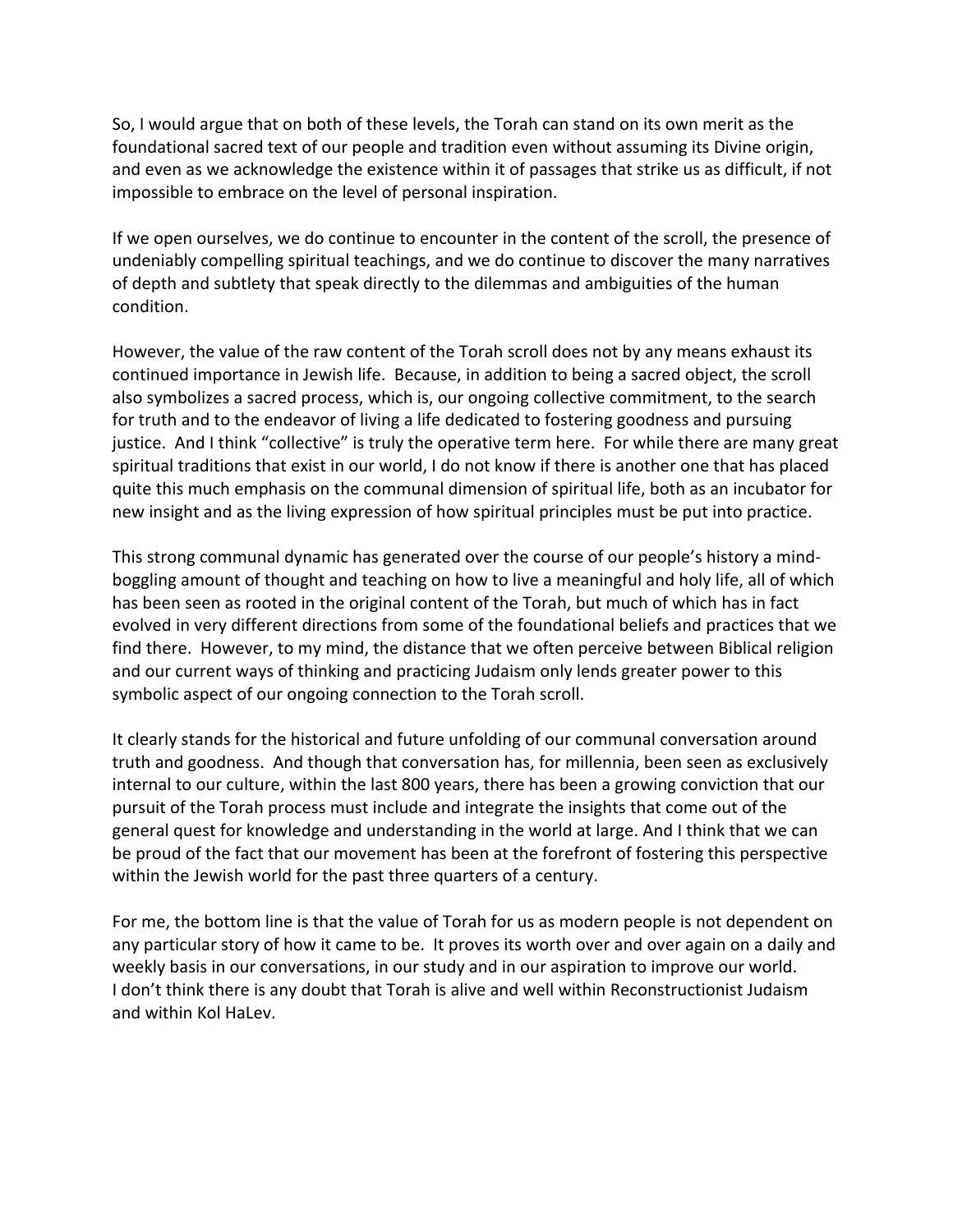So, I would argue that on both of these levels, the Torah can stand on its own merit as the foundational sacred text of our people and tradition even without assuming its Divine origin, and even as we acknowledge the existence within it of passages that strike us as difficult, if not impossible to embrace on the level of personal inspiration.

If we open ourselves, we do continue to encounter in the content of the scroll, the presence of undeniably compelling spiritual teachings, and we do continue to discover the many narratives of depth and subtlety that speak directly to the dilemmas and ambiguities of the human condition.

However, the value of the raw content of the Torah scroll does not by any means exhaust its continued importance in Jewish life. Because, in addition to being a sacred object, the scroll also symbolizes a sacred process, which is, our ongoing collective commitment, to the search for truth and to the endeavor of living a life dedicated to fostering goodness and pursuing justice. And I think "collective" is truly the operative term here. For while there are many great spiritual traditions that exist in our world, I do not know if there is another one that has placed quite this much emphasis on the communal dimension of spiritual life, both as an incubator for new insight and as the living expression of how spiritual principles must be put into practice.

This strong communal dynamic has generated over the course of our people's history a mind-boggling amount of thought and teaching on how to live a meaningful and holy life, all of which has been seen as rooted in the original content of the Torah, but much of which has in fact evolved in very different directions from some of the foundational beliefs and practices that we find there. However, to my mind, the distance that we often perceive between Biblical religion and our current ways of thinking and practicing Judaism only lends greater power to this symbolic aspect of our ongoing connection to the Torah scroll.

It clearly stands for the historical and future unfolding of our communal conversation around truth and goodness. And though that conversation has, for millennia, been seen as exclusively internal to our culture, within the last 800 years, there has been a growing conviction that our pursuit of the Torah process must include and integrate the insights that come out of the general quest for knowledge and understanding in the world at large. And I think that we can be proud of the fact that our movement has been at the forefront of fostering this perspective within the Jewish world for the past three quarters of a century.

For me, the bottom line is that the value of Torah for us as modern people is not dependent on any particular story of how it came to be. It proves its worth over and over again on a daily and weekly basis in our conversations, in our study and in our aspiration to improve our world. I don't think there is any doubt that Torah is alive and well within Reconstructionist Judaism and within Kol HaLev.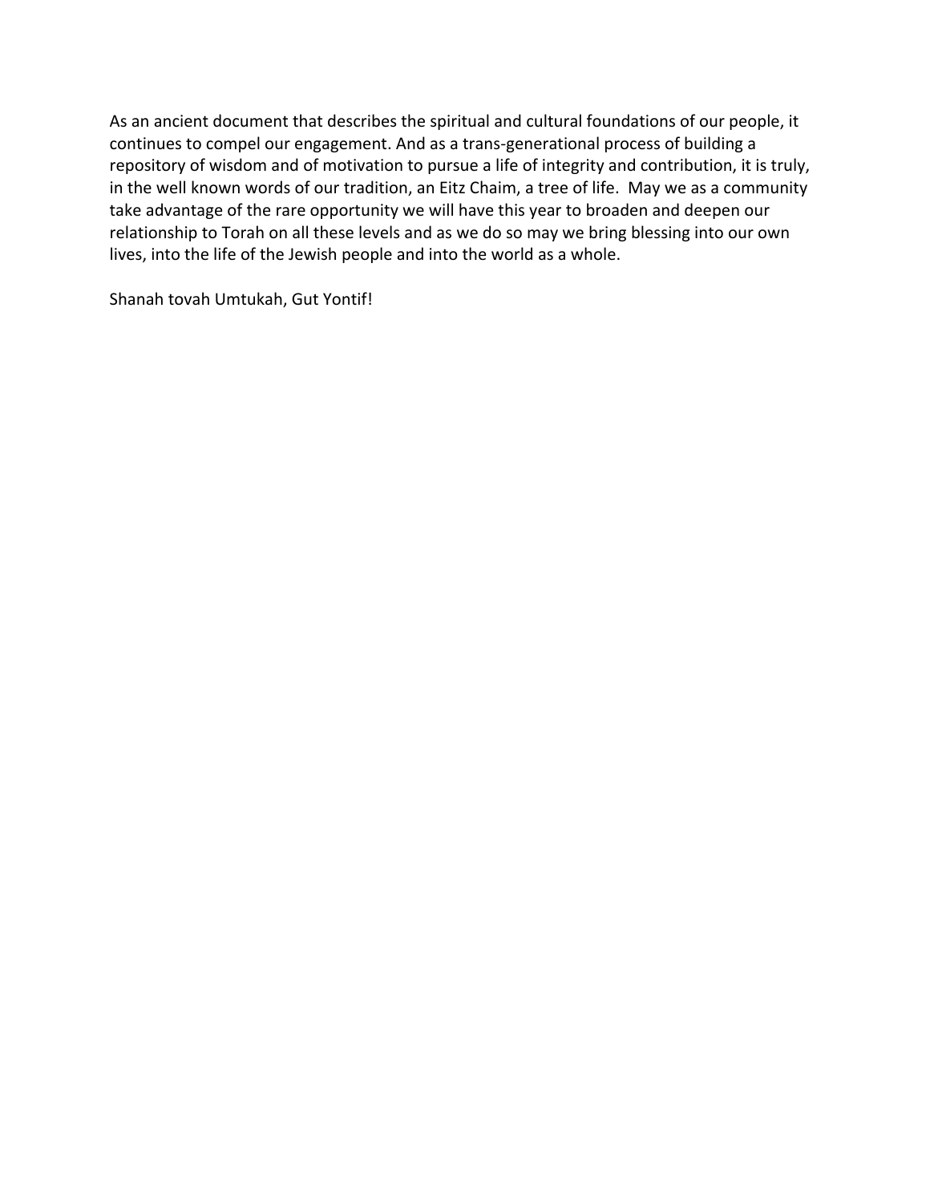As an ancient document that describes the spiritual and cultural foundations of our people, it continues to compel our engagement. And as a trans-generational process of building a repository of wisdom and of motivation to pursue a life of integrity and contribution, it is truly, in the well known words of our tradition, an Eitz Chaim, a tree of life.  May we as a community take advantage of the rare opportunity we will have this year to broaden and deepen our relationship to Torah on all these levels and as we do so may we bring blessing into our own lives, into the life of the Jewish people and into the world as a whole.

Shanah tovah Umtukah, Gut Yontif!